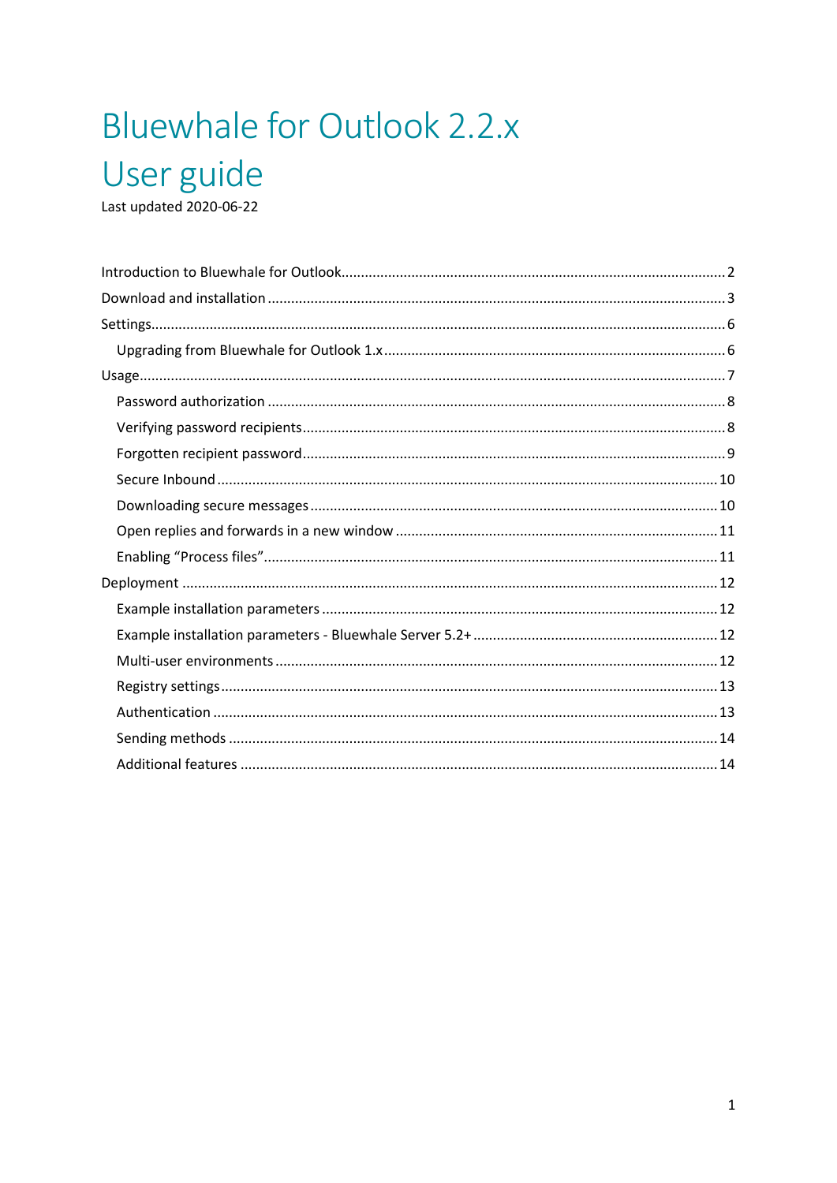# Bluewhale for Outlook 2.2.x

# User guide

Last updated 2020-06-22

- Introduction to Bluewhale for Outlook ........ 2
- Download and installation ........ 3
- Settings ........ 6
  - Upgrading from Bluewhale for Outlook 1.x ........ 6
- Usage ........ 7
  - Password authorization ........ 8
  - Verifying password recipients ........ 8
  - Forgotten recipient password ........ 9
  - Secure Inbound ........ 10
  - Downloading secure messages ........ 10
  - Open replies and forwards in a new window ........ 11
  - Enabling "Process files" ........ 11
- Deployment ........ 12
  - Example installation parameters ........ 12
  - Example installation parameters - Bluewhale Server 5.2+ ........ 12
  - Multi-user environments ........ 12
  - Registry settings ........ 13
  - Authentication ........ 13
  - Sending methods ........ 14
  - Additional features ........ 14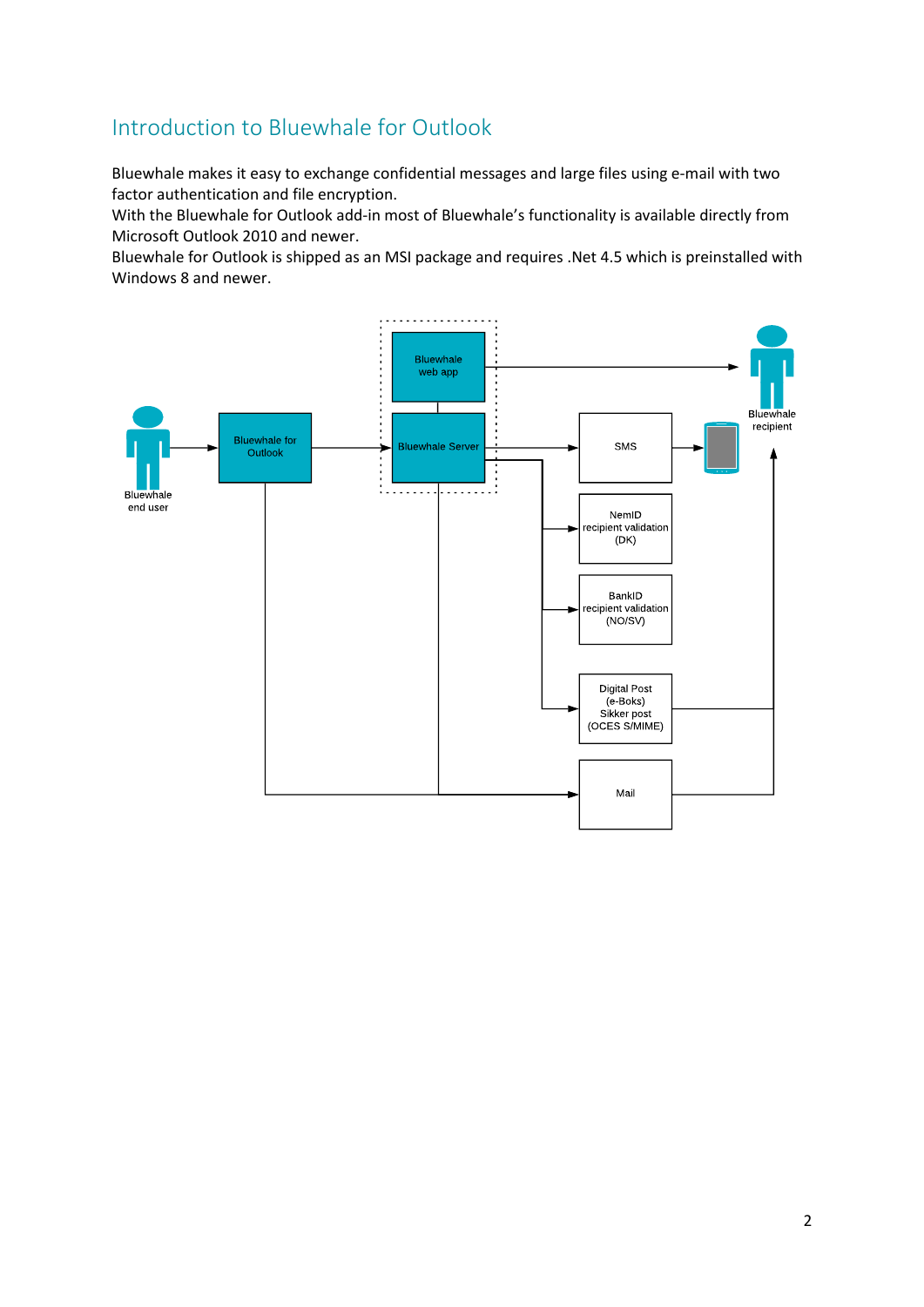# Introduction to Bluewhale for Outlook

Bluewhale makes it easy to exchange confidential messages and large files using e-mail with two factor authentication and file encryption.
With the Bluewhale for Outlook add-in most of Bluewhale's functionality is available directly from Microsoft Outlook 2010 and newer.
Bluewhale for Outlook is shipped as an MSI package and requires .Net 4.5 which is preinstalled with Windows 8 and newer.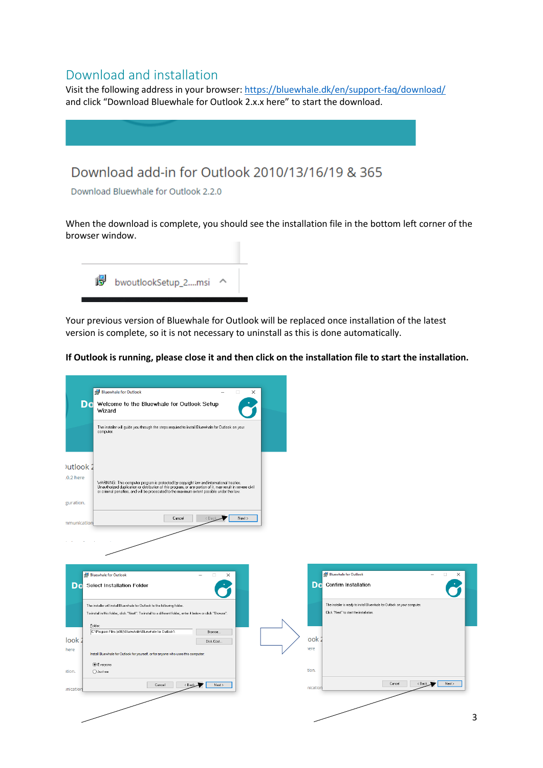## Download and installation

Visit the following address in your browser: https://bluewhale.dk/en/support-faq/download/ and click "Download Bluewhale for Outlook 2.x.x here" to start the download.

When the download is complete, you should see the installation file in the bottom left corner of the browser window.

Your previous version of Bluewhale for Outlook will be replaced once installation of the latest version is complete, so it is not necessary to uninstall as this is done automatically.

**If Outlook is running, please close it and then click on the installation file to start the installation.**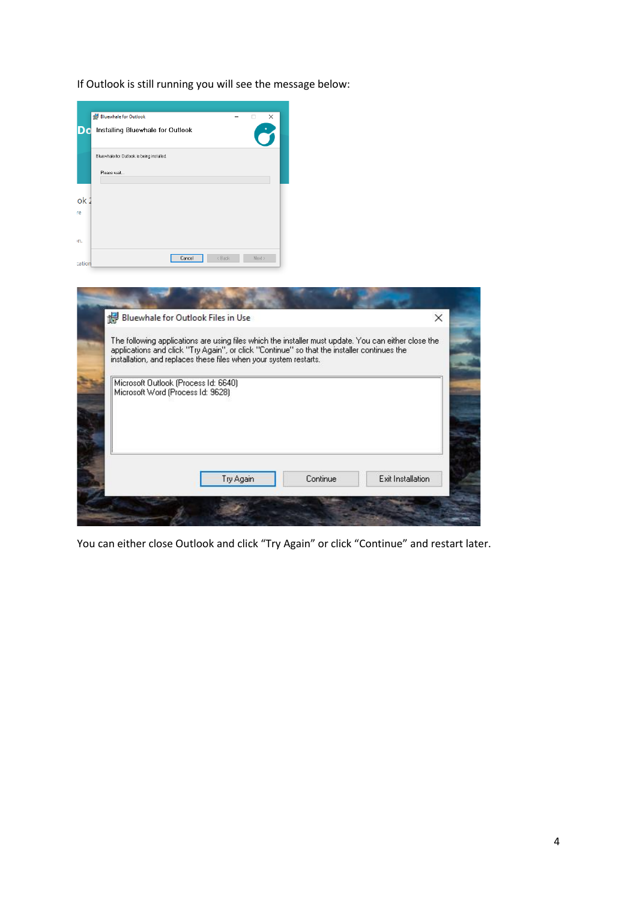If Outlook is still running you will see the message below:

You can either close Outlook and click “Try Again” or click “Continue” and restart later.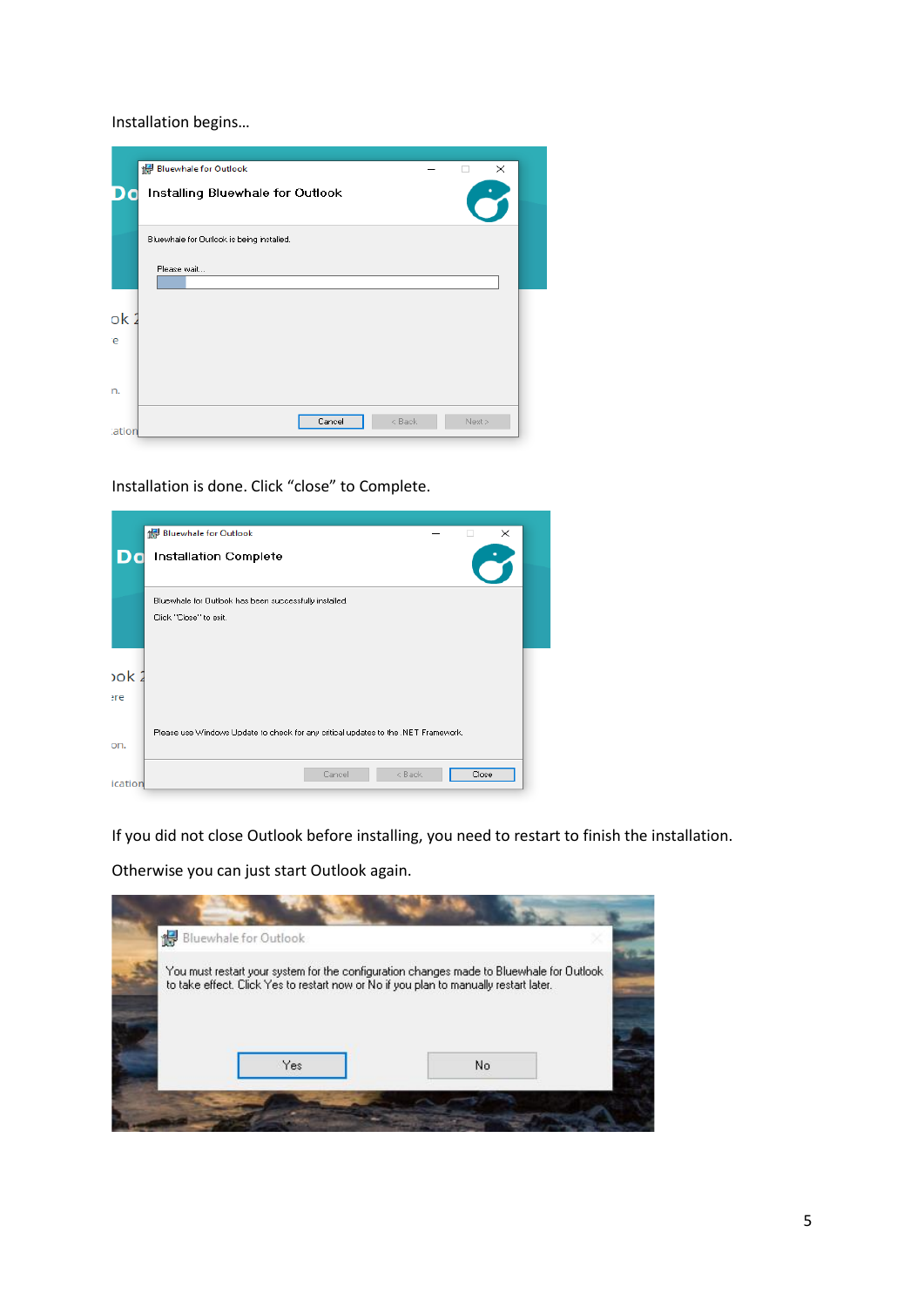Installation begins…

Installation is done. Click “close” to Complete.

If you did not close Outlook before installing, you need to restart to finish the installation.

Otherwise you can just start Outlook again.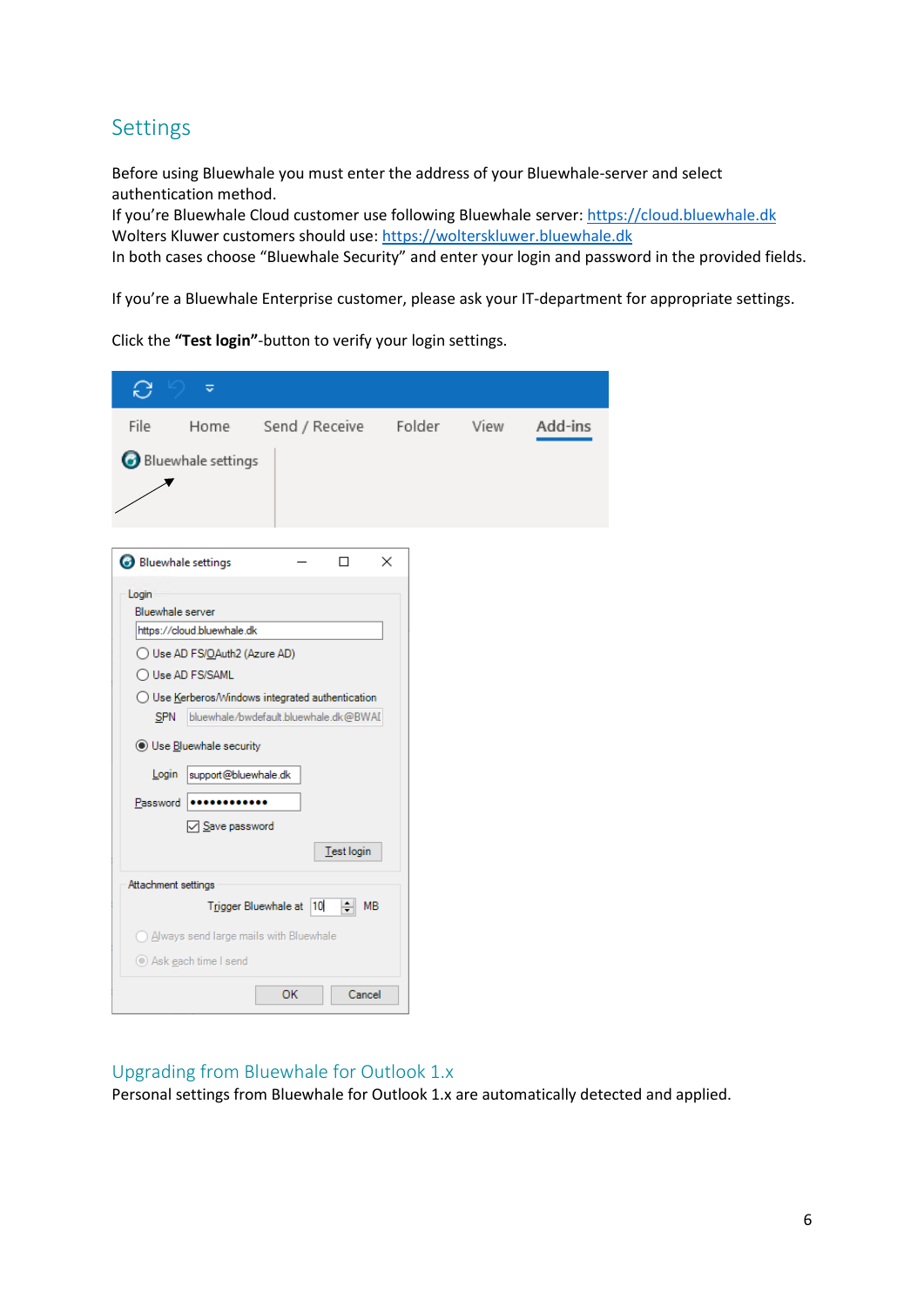## Settings

Before using Bluewhale you must enter the address of your Bluewhale-server and select authentication method.
If you're Bluewhale Cloud customer use following Bluewhale server: https://cloud.bluewhale.dk
Wolters Kluwer customers should use: https://wolterskluwer.bluewhale.dk
In both cases choose "Bluewhale Security" and enter your login and password in the provided fields.

If you're a Bluewhale Enterprise customer, please ask your IT-department for appropriate settings.

Click the **"Test login"**-button to verify your login settings.

## Upgrading from Bluewhale for Outlook 1.x

Personal settings from Bluewhale for Outlook 1.x are automatically detected and applied.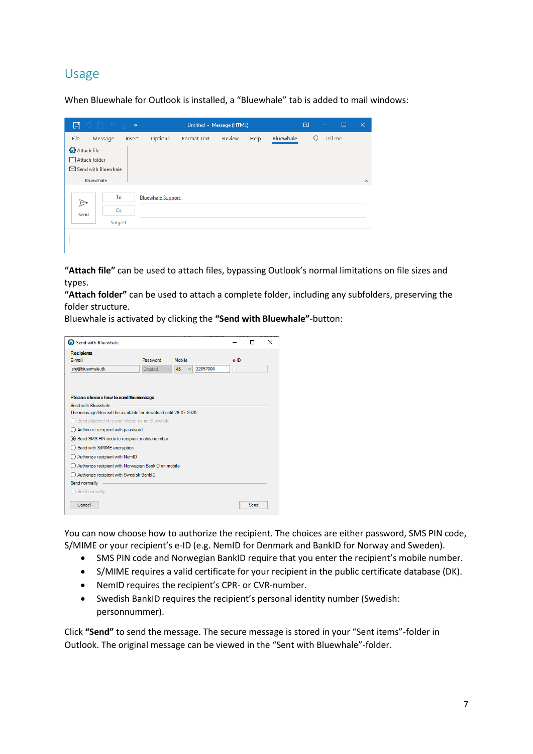## Usage

When Bluewhale for Outlook is installed, a “Bluewhale” tab is added to mail windows:

**“Attach file”** can be used to attach files, bypassing Outlook’s normal limitations on file sizes and types.
**“Attach folder”** can be used to attach a complete folder, including any subfolders, preserving the folder structure.
Bluewhale is activated by clicking the **“Send with Bluewhale”**-button:

You can now choose how to authorize the recipient. The choices are either password, SMS PIN code, S/MIME or your recipient’s e-ID (e.g. NemID for Denmark and BankID for Norway and Sweden).

- SMS PIN code and Norwegian BankID require that you enter the recipient’s mobile number.
- S/MIME requires a valid certificate for your recipient in the public certificate database (DK).
- NemID requires the recipient’s CPR- or CVR-number.
- Swedish BankID requires the recipient’s personal identity number (Swedish: personnummer).

Click **“Send”** to send the message. The secure message is stored in your “Sent items”-folder in Outlook. The original message can be viewed in the “Sent with Bluewhale”-folder.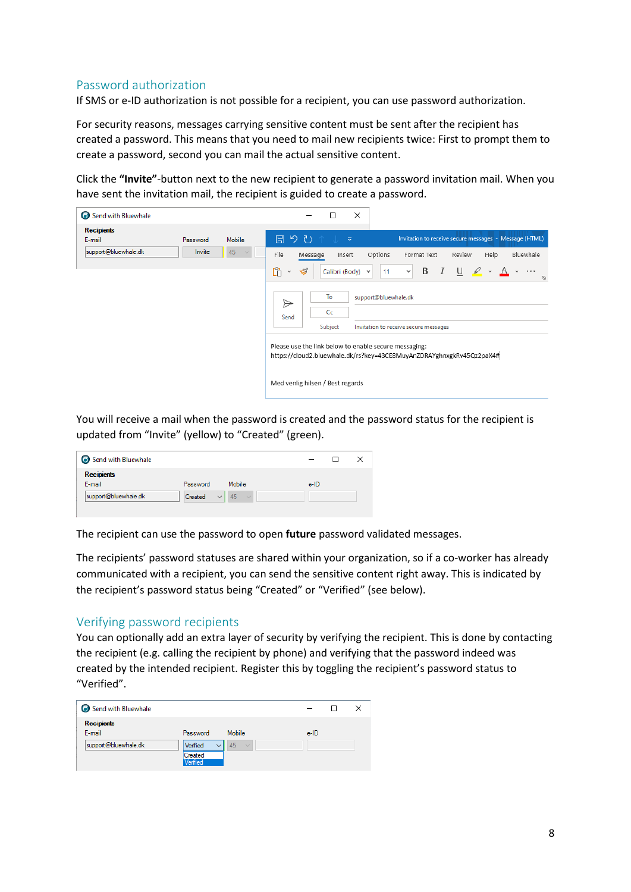## Password authorization

If SMS or e-ID authorization is not possible for a recipient, you can use password authorization.

For security reasons, messages carrying sensitive content must be sent after the recipient has created a password. This means that you need to mail new recipients twice: First to prompt them to create a password, second you can mail the actual sensitive content.

Click the **"Invite"**-button next to the new recipient to generate a password invitation mail. When you have sent the invitation mail, the recipient is guided to create a password.

You will receive a mail when the password is created and the password status for the recipient is updated from "Invite" (yellow) to "Created" (green).

The recipient can use the password to open **future** password validated messages.

The recipients' password statuses are shared within your organization, so if a co-worker has already communicated with a recipient, you can send the sensitive content right away. This is indicated by the recipient's password status being "Created" or "Verified" (see below).

## Verifying password recipients

You can optionally add an extra layer of security by verifying the recipient. This is done by contacting the recipient (e.g. calling the recipient by phone) and verifying that the password indeed was created by the intended recipient. Register this by toggling the recipient's password status to "Verified".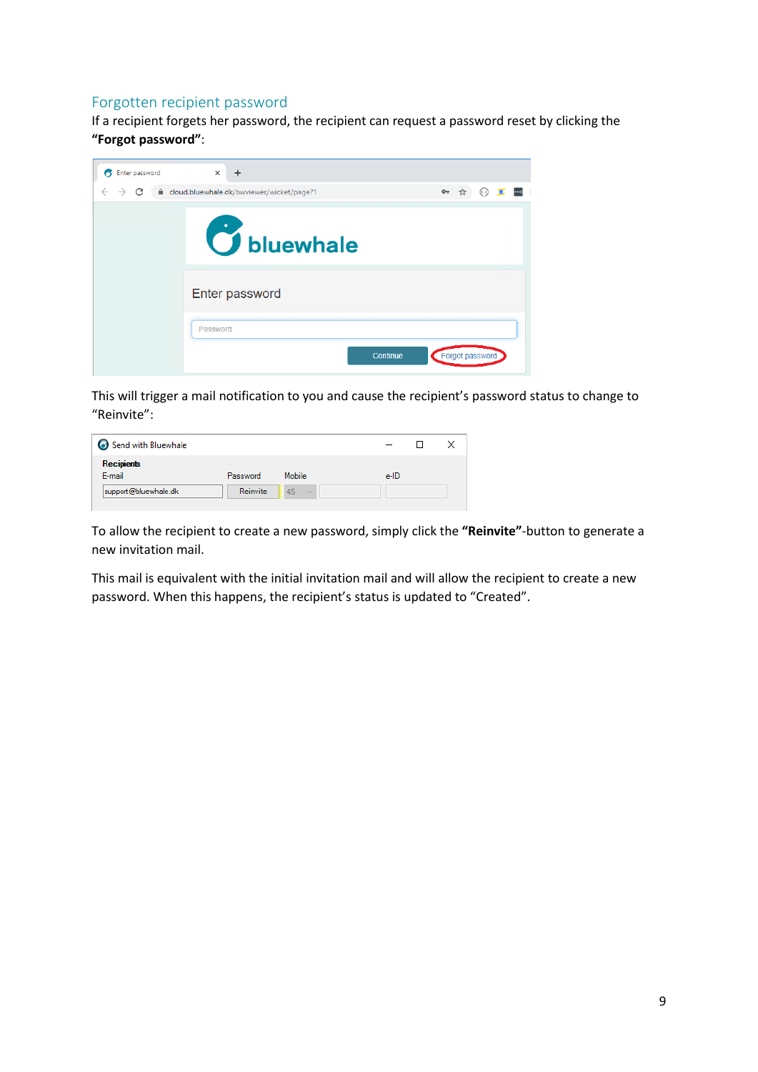## Forgotten recipient password

If a recipient forgets her password, the recipient can request a password reset by clicking the **"Forgot password"**:

This will trigger a mail notification to you and cause the recipient's password status to change to "Reinvite":

To allow the recipient to create a new password, simply click the **"Reinvite"**-button to generate a new invitation mail.

This mail is equivalent with the initial invitation mail and will allow the recipient to create a new password. When this happens, the recipient's status is updated to "Created".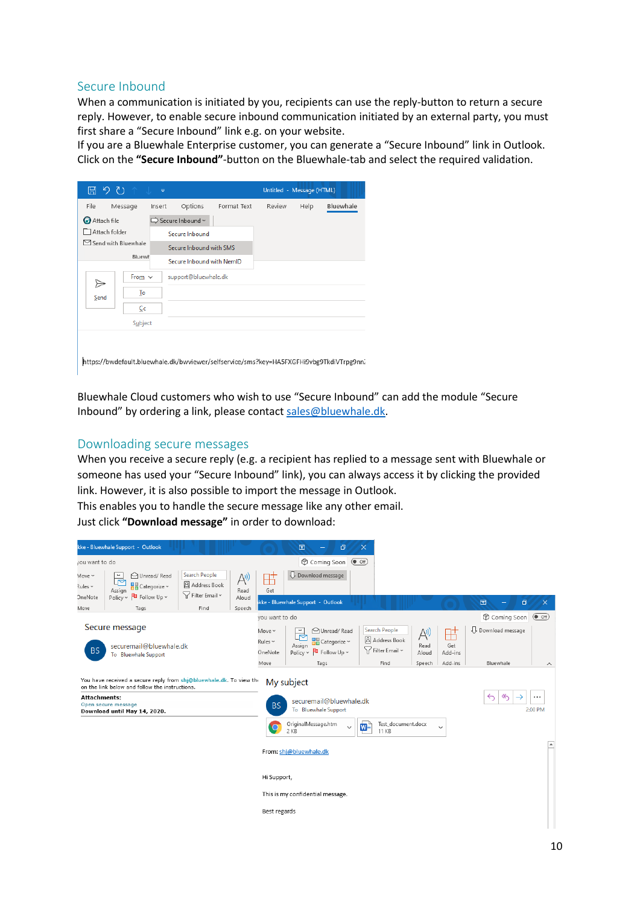## Secure Inbound

When a communication is initiated by you, recipients can use the reply-button to return a secure reply. However, to enable secure inbound communication initiated by an external party, you must first share a "Secure Inbound" link e.g. on your website.
If you are a Bluewhale Enterprise customer, you can generate a "Secure Inbound" link in Outlook. Click on the **"Secure Inbound"**-button on the Bluewhale-tab and select the required validation.

Bluewhale Cloud customers who wish to use "Secure Inbound" can add the module "Secure Inbound" by ordering a link, please contact sales@bluewhale.dk.

## Downloading secure messages

When you receive a secure reply (e.g. a recipient has replied to a message sent with Bluewhale or someone has used your "Secure Inbound" link), you can always access it by clicking the provided link. However, it is also possible to import the message in Outlook.
This enables you to handle the secure message like any other email.
Just click **"Download message"** in order to download: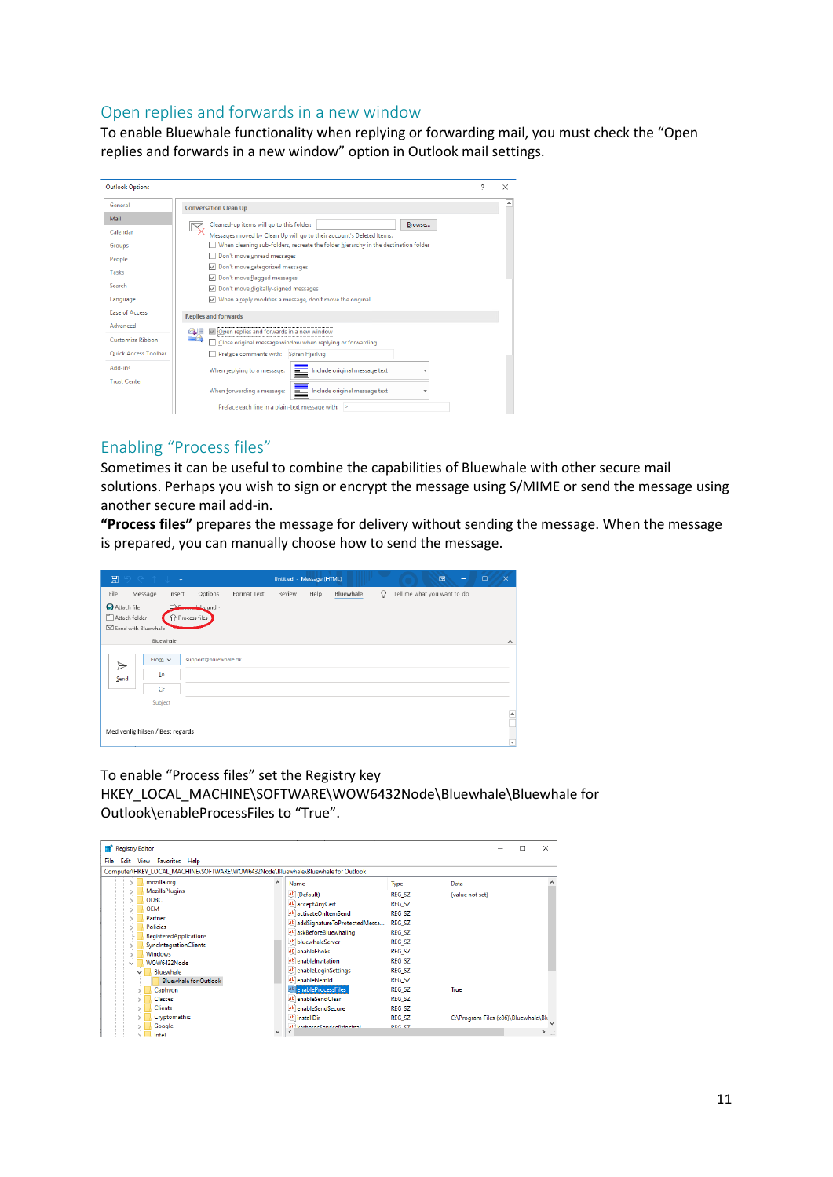## Open replies and forwards in a new window

To enable Bluewhale functionality when replying or forwarding mail, you must check the “Open replies and forwards in a new window” option in Outlook mail settings.

## Enabling “Process files”

Sometimes it can be useful to combine the capabilities of Bluewhale with other secure mail solutions. Perhaps you wish to sign or encrypt the message using S/MIME or send the message using another secure mail add-in.

**“Process files”** prepares the message for delivery without sending the message. When the message is prepared, you can manually choose how to send the message.

To enable “Process files” set the Registry key HKEY_LOCAL_MACHINE\SOFTWARE\WOW6432Node\Bluewhale\Bluewhale for Outlook\enableProcessFiles to “True”.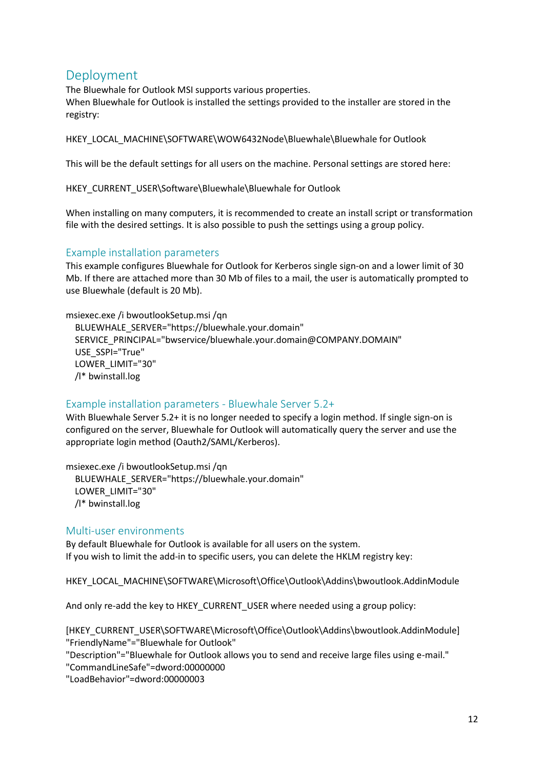# Deployment

The Bluewhale for Outlook MSI supports various properties.
When Bluewhale for Outlook is installed the settings provided to the installer are stored in the registry:

HKEY_LOCAL_MACHINE\SOFTWARE\WOW6432Node\Bluewhale\Bluewhale for Outlook

This will be the default settings for all users on the machine. Personal settings are stored here:

HKEY_CURRENT_USER\Software\Bluewhale\Bluewhale for Outlook

When installing on many computers, it is recommended to create an install script or transformation file with the desired settings. It is also possible to push the settings using a group policy.

## Example installation parameters

This example configures Bluewhale for Outlook for Kerberos single sign-on and a lower limit of 30 Mb. If there are attached more than 30 Mb of files to a mail, the user is automatically prompted to use Bluewhale (default is 20 Mb).

```
msiexec.exe /i bwoutlookSetup.msi /qn
   BLUEWHALE_SERVER="https://bluewhale.your.domain"
   SERVICE_PRINCIPAL="bwservice/bluewhale.your.domain@COMPANY.DOMAIN"
   USE_SSPI="True"
   LOWER_LIMIT="30"
   /l* bwinstall.log
```

## Example installation parameters - Bluewhale Server 5.2+

With Bluewhale Server 5.2+ it is no longer needed to specify a login method. If single sign-on is configured on the server, Bluewhale for Outlook will automatically query the server and use the appropriate login method (Oauth2/SAML/Kerberos).

```
msiexec.exe /i bwoutlookSetup.msi /qn
   BLUEWHALE_SERVER="https://bluewhale.your.domain"
   LOWER_LIMIT="30"
   /l* bwinstall.log
```

## Multi-user environments

By default Bluewhale for Outlook is available for all users on the system.
If you wish to limit the add-in to specific users, you can delete the HKLM registry key:

HKEY_LOCAL_MACHINE\SOFTWARE\Microsoft\Office\Outlook\Addins\bwoutlook.AddinModule

And only re-add the key to HKEY_CURRENT_USER where needed using a group policy:

```
[HKEY_CURRENT_USER\SOFTWARE\Microsoft\Office\Outlook\Addins\bwoutlook.AddinModule]
"FriendlyName"="Bluewhale for Outlook"
"Description"="Bluewhale for Outlook allows you to send and receive large files using e-mail."
"CommandLineSafe"=dword:00000000
"LoadBehavior"=dword:00000003
```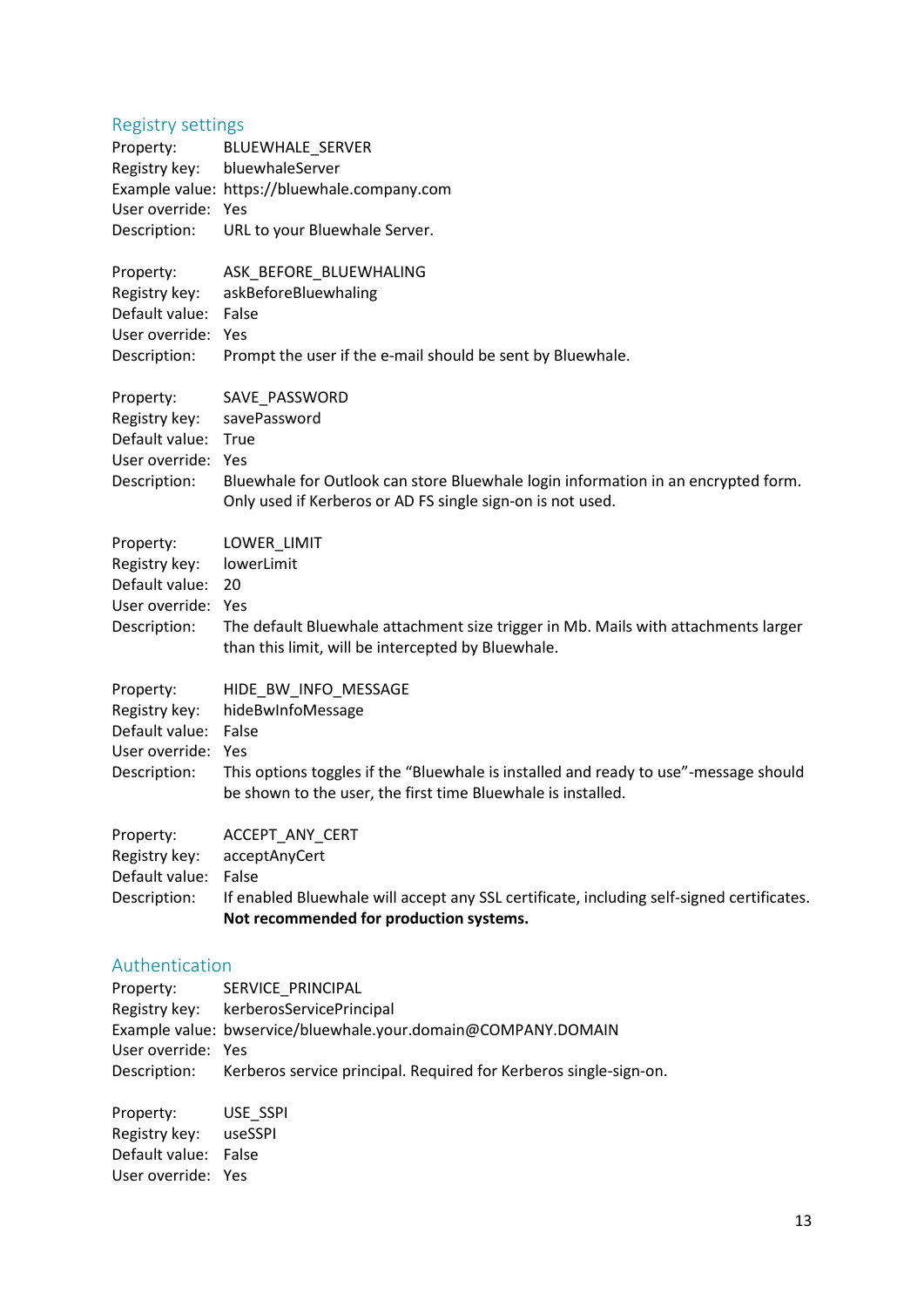## Registry settings

Property: BLUEWHALE_SERVER
Registry key: bluewhaleServer
Example value: https://bluewhale.company.com
User override: Yes
Description: URL to your Bluewhale Server.

Property: ASK_BEFORE_BLUEWHALING
Registry key: askBeforeBluewhaling
Default value: False
User override: Yes
Description: Prompt the user if the e-mail should be sent by Bluewhale.

Property: SAVE_PASSWORD
Registry key: savePassword
Default value: True
User override: Yes
Description: Bluewhale for Outlook can store Bluewhale login information in an encrypted form. Only used if Kerberos or AD FS single sign-on is not used.

Property: LOWER_LIMIT
Registry key: lowerLimit
Default value: 20
User override: Yes
Description: The default Bluewhale attachment size trigger in Mb. Mails with attachments larger than this limit, will be intercepted by Bluewhale.

Property: HIDE_BW_INFO_MESSAGE
Registry key: hideBwInfoMessage
Default value: False
User override: Yes
Description: This options toggles if the "Bluewhale is installed and ready to use"-message should be shown to the user, the first time Bluewhale is installed.

Property: ACCEPT_ANY_CERT
Registry key: acceptAnyCert
Default value: False
Description: If enabled Bluewhale will accept any SSL certificate, including self-signed certificates. **Not recommended for production systems.**

## Authentication

Property: SERVICE_PRINCIPAL
Registry key: kerberosServicePrincipal
Example value: bwservice/bluewhale.your.domain@COMPANY.DOMAIN
User override: Yes
Description: Kerberos service principal. Required for Kerberos single-sign-on.

Property: USE_SSPI
Registry key: useSSPI
Default value: False
User override: Yes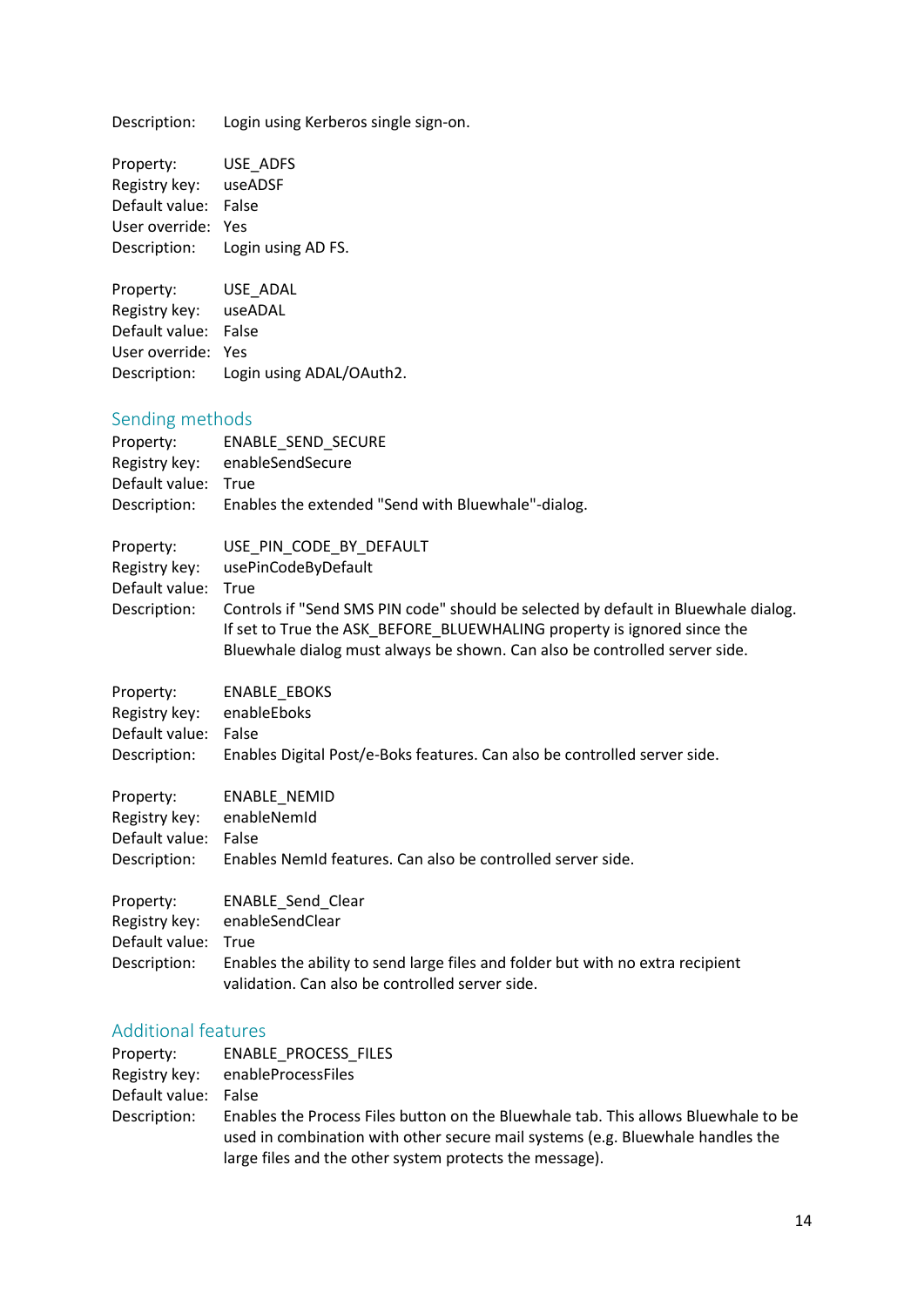Description: Login using Kerberos single sign-on.

Property: USE_ADFS
Registry key: useADSF
Default value: False
User override: Yes
Description: Login using AD FS.

Property: USE_ADAL
Registry key: useADAL
Default value: False
User override: Yes
Description: Login using ADAL/OAuth2.

## Sending methods

Property: ENABLE_SEND_SECURE
Registry key: enableSendSecure
Default value: True
Description: Enables the extended "Send with Bluewhale"-dialog.

Property: USE_PIN_CODE_BY_DEFAULT
Registry key: usePinCodeByDefault
Default value: True
Description: Controls if "Send SMS PIN code" should be selected by default in Bluewhale dialog. If set to True the ASK_BEFORE_BLUEWHALING property is ignored since the Bluewhale dialog must always be shown. Can also be controlled server side.

Property: ENABLE_EBOKS
Registry key: enableEboks
Default value: False
Description: Enables Digital Post/e-Boks features. Can also be controlled server side.

Property: ENABLE_NEMID
Registry key: enableNemId
Default value: False
Description: Enables NemId features. Can also be controlled server side.

Property: ENABLE_Send_Clear
Registry key: enableSendClear
Default value: True
Description: Enables the ability to send large files and folder but with no extra recipient validation. Can also be controlled server side.

## Additional features

Property: ENABLE_PROCESS_FILES
Registry key: enableProcessFiles
Default value: False
Description: Enables the Process Files button on the Bluewhale tab. This allows Bluewhale to be used in combination with other secure mail systems (e.g. Bluewhale handles the large files and the other system protects the message).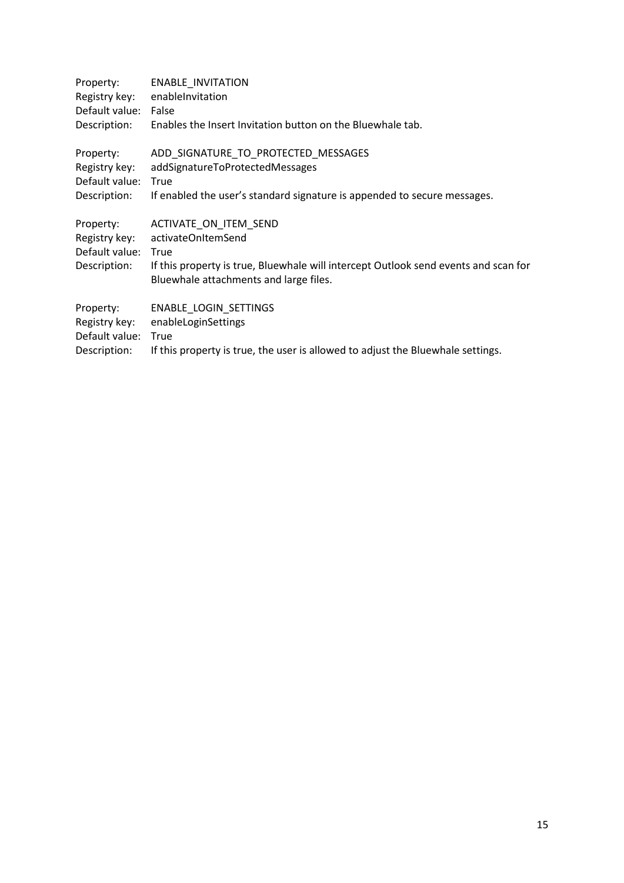Property: ENABLE_INVITATION
Registry key: enableInvitation
Default value: False
Description: Enables the Insert Invitation button on the Bluewhale tab.

Property: ADD_SIGNATURE_TO_PROTECTED_MESSAGES
Registry key: addSignatureToProtectedMessages
Default value: True
Description: If enabled the user's standard signature is appended to secure messages.

Property: ACTIVATE_ON_ITEM_SEND
Registry key: activateOnItemSend
Default value: True
Description: If this property is true, Bluewhale will intercept Outlook send events and scan for Bluewhale attachments and large files.

Property: ENABLE_LOGIN_SETTINGS
Registry key: enableLoginSettings
Default value: True
Description: If this property is true, the user is allowed to adjust the Bluewhale settings.